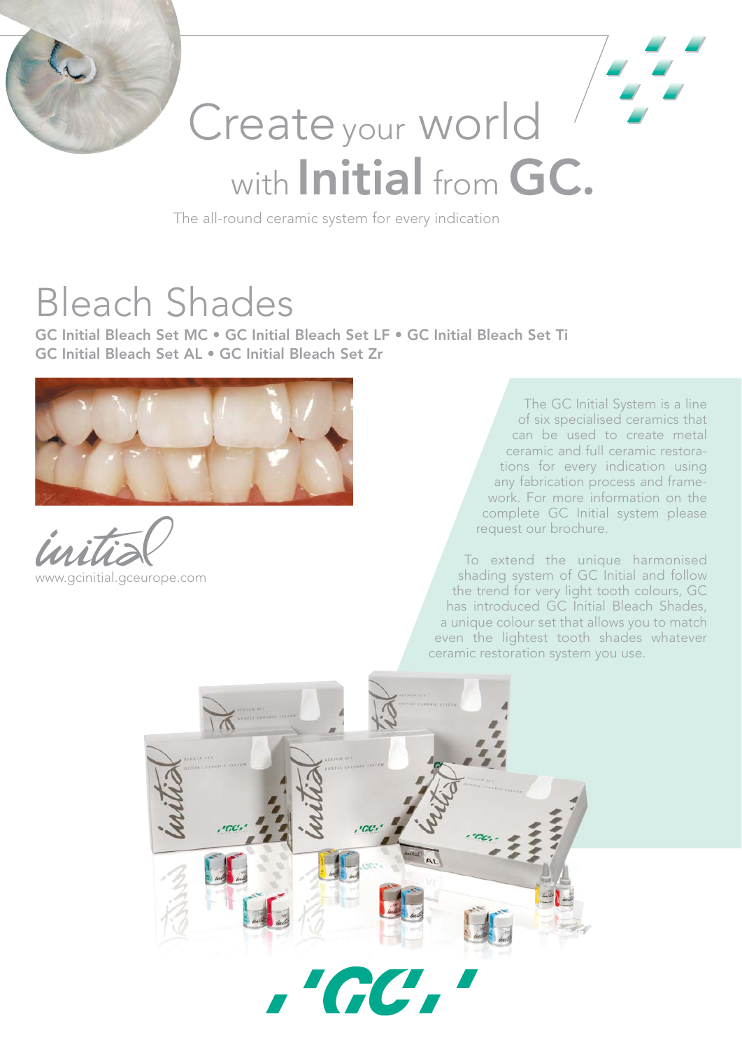# Create your world with Initial from GC.

The all-round ceramic system for every indication

## Bleach Shades

**GC Initial Bleach Set MC • GC Initial Bleach Set LF • GC Initial Bleach Set Ti**
**GC Initial Bleach Set AL • GC Initial Bleach Set Zr**

initial
www.gcinitial.gceurope.com

The GC Initial System is a line of six specialised ceramics that can be used to create metal ceramic and full ceramic restorations for every indication using any fabrication process and framework. For more information on the complete GC Initial system please request our brochure.

To extend the unique harmonised shading system of GC Initial and follow the trend for very light tooth colours, GC has introduced GC Initial Bleach Shades, a unique colour set that allows you to match even the lightest tooth shades whatever ceramic restoration system you use.

GC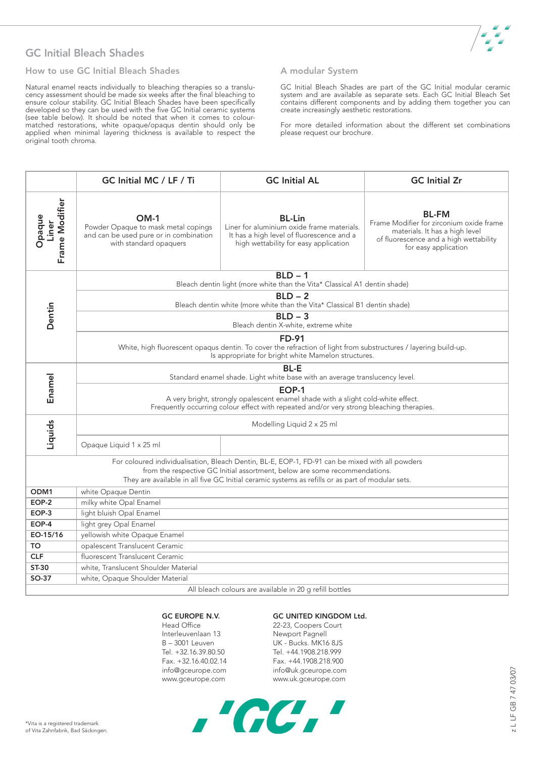# GC Initial Bleach Shades

## How to use GC Initial Bleach Shades

Natural enamel reacts individually to bleaching therapies so a translucency assessment should be made six weeks after the final bleaching to ensure colour stability. GC Initial Bleach Shades have been specifically developed so they can be used with the five GC Initial ceramic systems (see table below). It should be noted that when it comes to colour-matched restorations, white opaque/opaqus dentin should only be applied when minimal layering thickness is available to respect the original tooth chroma.

## A modular System

GC Initial Bleach Shades are part of the GC Initial modular ceramic system and are available as separate sets. Each GC Initial Bleach Set contains different components and by adding them together you can create increasingly aesthetic restorations.

For more detailed information about the different set combinations please request our brochure.

| | GC Initial MC / LF / Ti | GC Initial AL | GC Initial Zr |
|---|---|---|---|
| Opaque Liner Frame Modifier | **OM-1** Powder Opaque to mask metal copings and can be used pure or in combination with standard opaquers | **BL-Lin** Liner for aluminium oxide frame materials. It has a high level of fluorescence and a high wettability for easy application | **BL-FM** Frame Modifier for zirconium oxide frame materials. It has a high level of fluorescence and a high wettability for easy application |
| Dentin | **BLD – 1** Bleach dentin light (more white than the Vita* Classical A1 dentin shade) | | |
| | **BLD – 2** Bleach dentin white (more white than the Vita* Classical B1 dentin shade) | | |
| | **BLD – 3** Bleach dentin X-white, extreme white | | |
| | **FD-91** White, high fluorescent opaqus dentin. To cover the refraction of light from substructures / layering build-up. Is appropriate for bright white Mamelon structures. | | |
| Enamel | **BL-E** Standard enamel shade. Light white base with an average translucency level. | | |
| | **EOP-1** A very bright, strongly opalescent enamel shade with a slight cold-white effect. Frequently occurring colour effect with repeated and/or very strong bleaching therapies. | | |
| Liquids | Modelling Liquid 2 x 25 ml | | |
| | Opaque Liquid 1 x 25 ml | | |

For coloured individualisation, Bleach Dentin, BL-E, EOP-1, FD-91 can be mixed with all powders from the respective GC Initial assortment, below are some recommendations. They are available in all five GC Initial ceramic systems as refills or as part of modular sets.

| | |
|---|---|
| **ODM1** | white Opaque Dentin |
| **EOP-2** | milky white Opal Enamel |
| **EOP-3** | light bluish Opal Enamel |
| **EOP-4** | light grey Opal Enamel |
| **EO-15/16** | yellowish white Opaque Enamel |
| **TO** | opalescent Translucent Ceramic |
| **CLF** | fluorescent Translucent Ceramic |
| **ST-30** | white, Translucent Shoulder Material |
| **SO-37** | white, Opaque Shoulder Material |

All bleach colours are available in 20 g refill bottles

**GC EUROPE N.V.**
Head Office
Interleuvenlaan 13
B – 3001 Leuven
Tel. +32.16.39.80.50
Fax. +32.16.40.02.14
info@gceurope.com
www.gceurope.com

**GC UNITED KINGDOM Ltd.**
22-23, Coopers Court
Newport Pagnell
UK - Bucks. MK16 8JS
Tel. +44.1908.218.999
Fax. +44.1908.218.900
info@uk.gceurope.com
www.uk.gceurope.com

*Vita is a registered trademark of Vita Zahnfabrik, Bad Säckingen.

z L LF GB 7 47 03/07